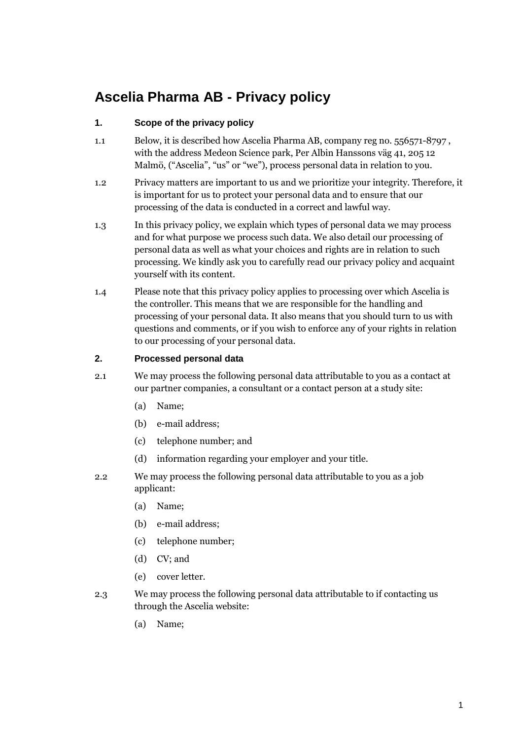# Ascelia Pharma AB - Privacy policy

## 1. Scope of the privacy policy

1.1 Below, it is described how Ascelia Pharma AB, company reg no. 556571-8797 , with the address Medeon Science park, Per Albin Hanssons väg 41, 205 12 Malmö, ("Ascelia", "us" or "we"), process personal data in relation to you.

1.2 Privacy matters are important to us and we prioritize your integrity. Therefore, it is important for us to protect your personal data and to ensure that our processing of the data is conducted in a correct and lawful way.

1.3 In this privacy policy, we explain which types of personal data we may process and for what purpose we process such data. We also detail our processing of personal data as well as what your choices and rights are in relation to such processing. We kindly ask you to carefully read our privacy policy and acquaint yourself with its content.

1.4 Please note that this privacy policy applies to processing over which Ascelia is the controller. This means that we are responsible for the handling and processing of your personal data. It also means that you should turn to us with questions and comments, or if you wish to enforce any of your rights in relation to our processing of your personal data.

## 2. Processed personal data

2.1 We may process the following personal data attributable to you as a contact at our partner companies, a consultant or a contact person at a study site:

- (a) Name;
- (b) e-mail address;
- (c) telephone number; and
- (d) information regarding your employer and your title.

2.2 We may process the following personal data attributable to you as a job applicant:

- (a) Name;
- (b) e-mail address;
- (c) telephone number;
- (d) CV; and
- (e) cover letter.

2.3 We may process the following personal data attributable to if contacting us through the Ascelia website:

- (a) Name;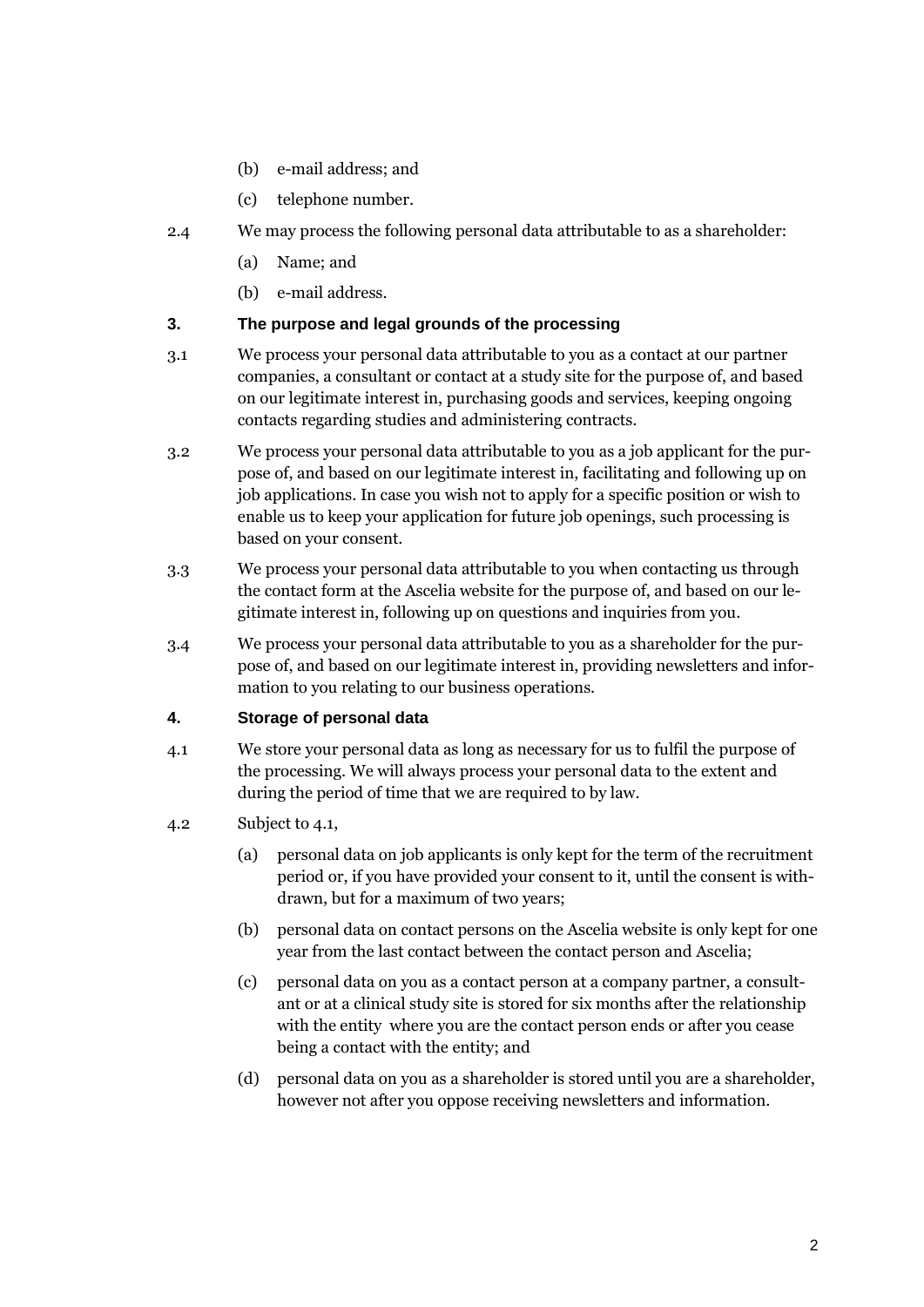(b) e-mail address; and

(c) telephone number.

2.4 We may process the following personal data attributable to as a shareholder:

(a) Name; and

(b) e-mail address.

## 3. The purpose and legal grounds of the processing

3.1 We process your personal data attributable to you as a contact at our partner companies, a consultant or contact at a study site for the purpose of, and based on our legitimate interest in, purchasing goods and services, keeping ongoing contacts regarding studies and administering contracts.

3.2 We process your personal data attributable to you as a job applicant for the purpose of, and based on our legitimate interest in, facilitating and following up on job applications. In case you wish not to apply for a specific position or wish to enable us to keep your application for future job openings, such processing is based on your consent.

3.3 We process your personal data attributable to you when contacting us through the contact form at the Ascelia website for the purpose of, and based on our legitimate interest in, following up on questions and inquiries from you.

3.4 We process your personal data attributable to you as a shareholder for the purpose of, and based on our legitimate interest in, providing newsletters and information to you relating to our business operations.

## 4. Storage of personal data

4.1 We store your personal data as long as necessary for us to fulfil the purpose of the processing. We will always process your personal data to the extent and during the period of time that we are required to by law.

4.2 Subject to 4.1,

(a) personal data on job applicants is only kept for the term of the recruitment period or, if you have provided your consent to it, until the consent is withdrawn, but for a maximum of two years;

(b) personal data on contact persons on the Ascelia website is only kept for one year from the last contact between the contact person and Ascelia;

(c) personal data on you as a contact person at a company partner, a consultant or at a clinical study site is stored for six months after the relationship with the entity where you are the contact person ends or after you cease being a contact with the entity; and

(d) personal data on you as a shareholder is stored until you are a shareholder, however not after you oppose receiving newsletters and information.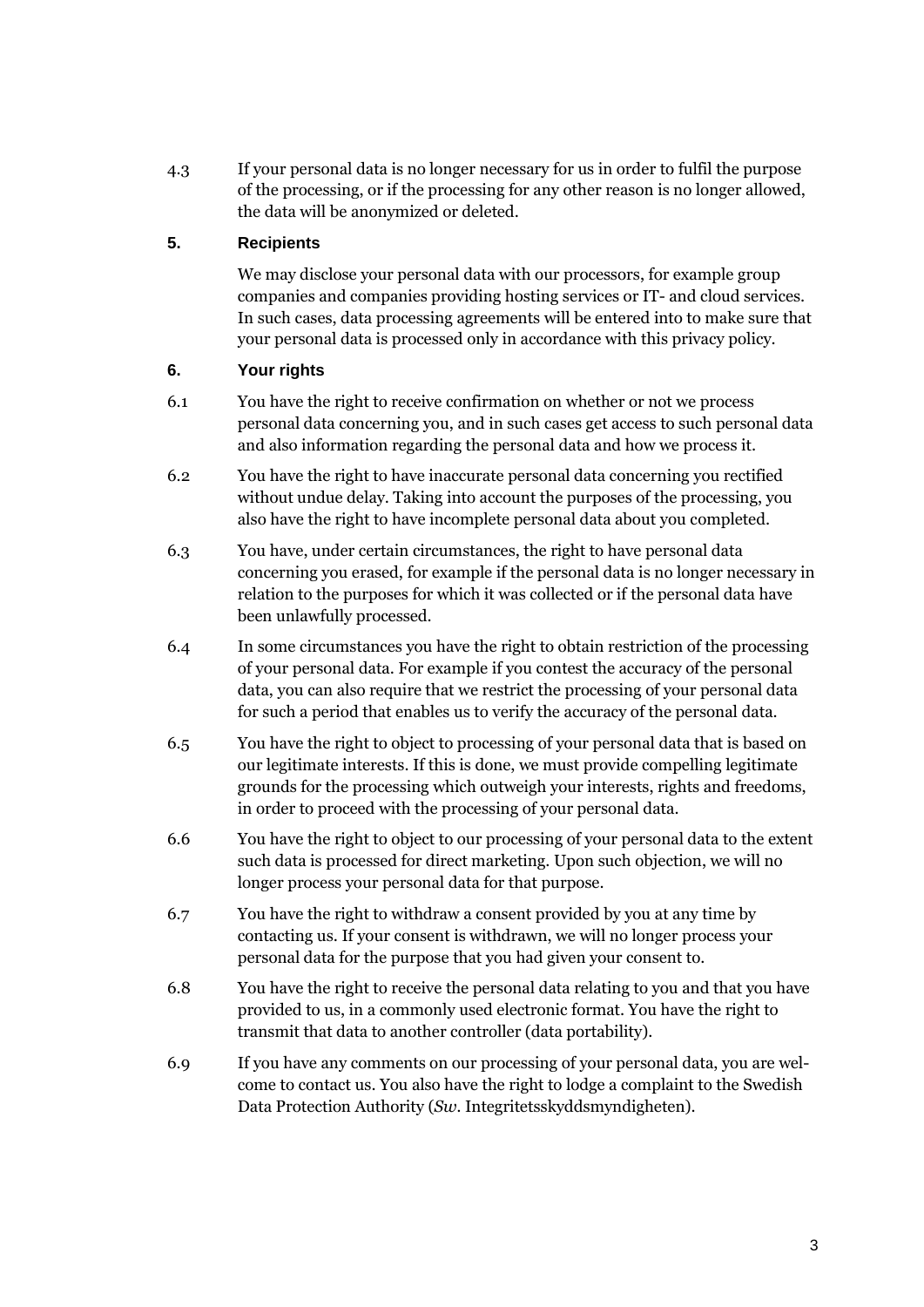4.3 If your personal data is no longer necessary for us in order to fulfil the purpose of the processing, or if the processing for any other reason is no longer allowed, the data will be anonymized or deleted.

## 5. Recipients

We may disclose your personal data with our processors, for example group companies and companies providing hosting services or IT- and cloud services. In such cases, data processing agreements will be entered into to make sure that your personal data is processed only in accordance with this privacy policy.

## 6. Your rights

6.1 You have the right to receive confirmation on whether or not we process personal data concerning you, and in such cases get access to such personal data and also information regarding the personal data and how we process it.

6.2 You have the right to have inaccurate personal data concerning you rectified without undue delay. Taking into account the purposes of the processing, you also have the right to have incomplete personal data about you completed.

6.3 You have, under certain circumstances, the right to have personal data concerning you erased, for example if the personal data is no longer necessary in relation to the purposes for which it was collected or if the personal data have been unlawfully processed.

6.4 In some circumstances you have the right to obtain restriction of the processing of your personal data. For example if you contest the accuracy of the personal data, you can also require that we restrict the processing of your personal data for such a period that enables us to verify the accuracy of the personal data.

6.5 You have the right to object to processing of your personal data that is based on our legitimate interests. If this is done, we must provide compelling legitimate grounds for the processing which outweigh your interests, rights and freedoms, in order to proceed with the processing of your personal data.

6.6 You have the right to object to our processing of your personal data to the extent such data is processed for direct marketing. Upon such objection, we will no longer process your personal data for that purpose.

6.7 You have the right to withdraw a consent provided by you at any time by contacting us. If your consent is withdrawn, we will no longer process your personal data for the purpose that you had given your consent to.

6.8 You have the right to receive the personal data relating to you and that you have provided to us, in a commonly used electronic format. You have the right to transmit that data to another controller (data portability).

6.9 If you have any comments on our processing of your personal data, you are welcome to contact us. You also have the right to lodge a complaint to the Swedish Data Protection Authority (*Sw.* Integritetsskyddsmyndigheten).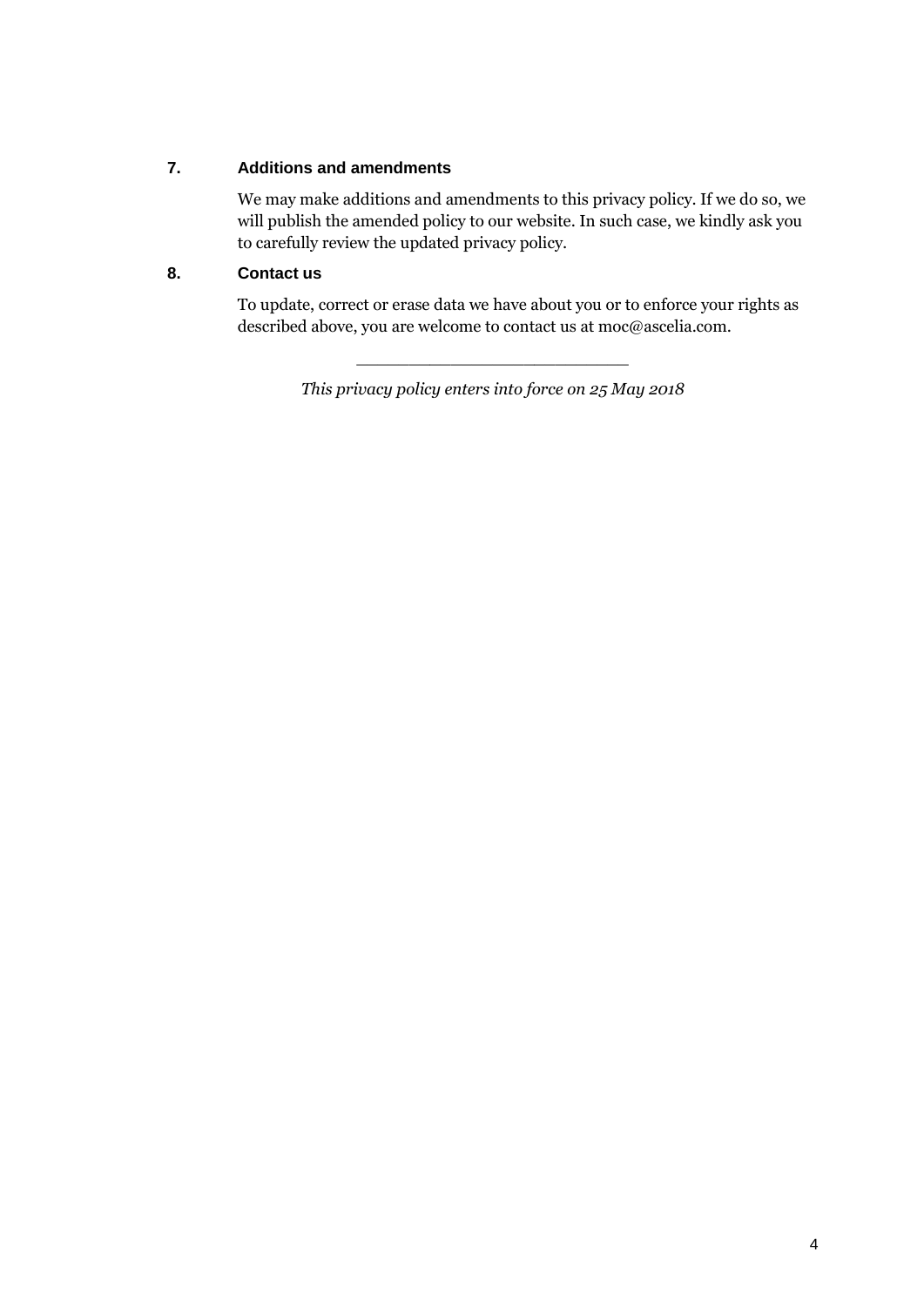## 7. Additions and amendments

We may make additions and amendments to this privacy policy. If we do so, we will publish the amended policy to our website. In such case, we kindly ask you to carefully review the updated privacy policy.

## 8. Contact us

To update, correct or erase data we have about you or to enforce your rights as described above, you are welcome to contact us at moc@ascelia.com.

---

*This privacy policy enters into force on 25 May 2018*